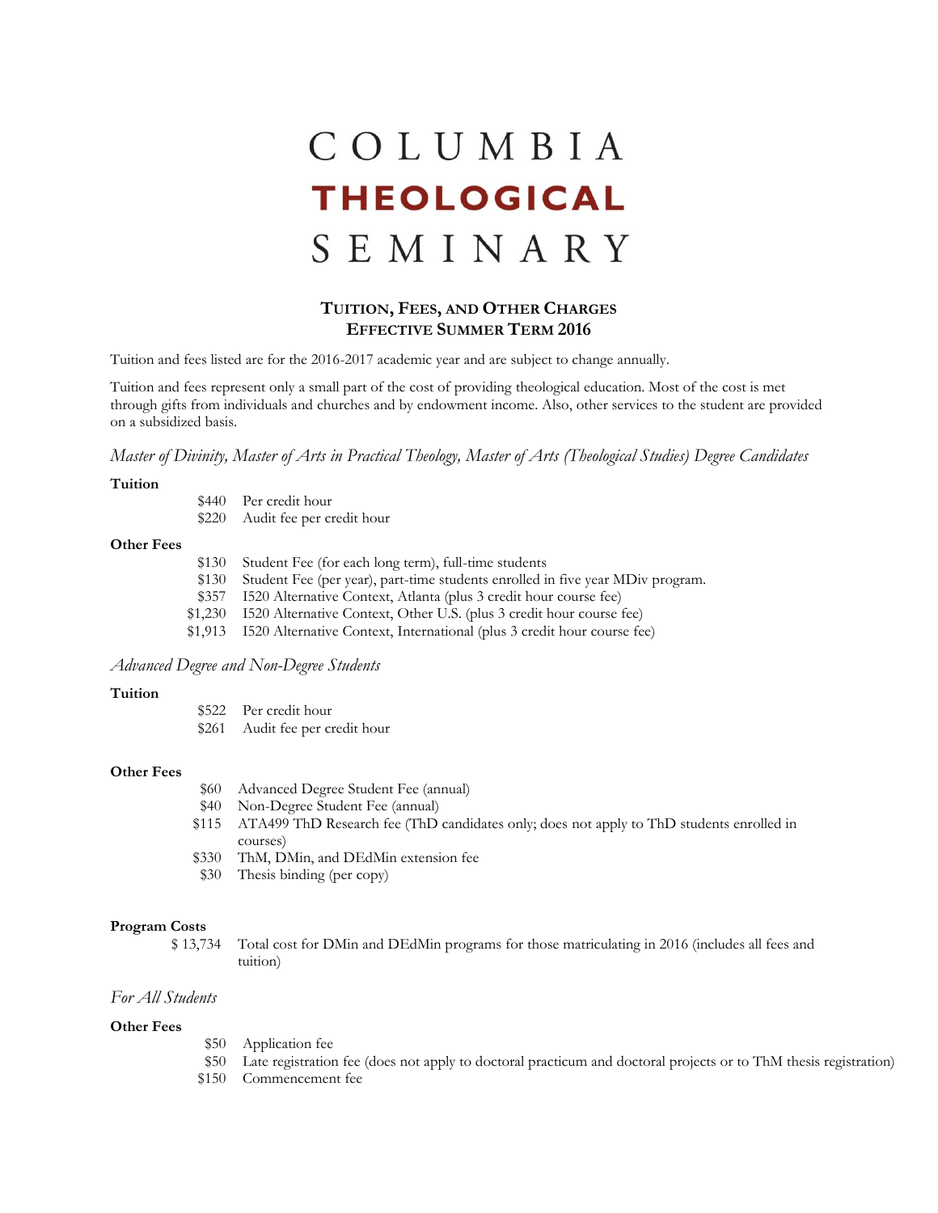# COLUMBIA THEOLOGICAL SEMINARY

## TUITION, FEES, AND OTHER CHARGES
## EFFECTIVE SUMMER TERM 2016

Tuition and fees listed are for the 2016-2017 academic year and are subject to change annually.

Tuition and fees represent only a small part of the cost of providing theological education. Most of the cost is met through gifts from individuals and churches and by endowment income. Also, other services to the student are provided on a subsidized basis.

### *Master of Divinity, Master of Arts in Practical Theology, Master of Arts (Theological Studies) Degree Candidates*

**Tuition**

| | |
|---|---|
| $440 | Per credit hour |
| $220 | Audit fee per credit hour |

**Other Fees**

| | |
|---|---|
| $130 | Student Fee (for each long term), full-time students |
| $130 | Student Fee (per year), part-time students enrolled in five year MDiv program. |
| $357 | I520 Alternative Context, Atlanta (plus 3 credit hour course fee) |
| $1,230 | I520 Alternative Context, Other U.S. (plus 3 credit hour course fee) |
| $1,913 | I520 Alternative Context, International (plus 3 credit hour course fee) |

### *Advanced Degree and Non-Degree Students*

**Tuition**

| | |
|---|---|
| $522 | Per credit hour |
| $261 | Audit fee per credit hour |

**Other Fees**

| | |
|---|---|
| $60 | Advanced Degree Student Fee (annual) |
| $40 | Non-Degree Student Fee (annual) |
| $115 | ATA499 ThD Research fee (ThD candidates only; does not apply to ThD students enrolled in courses) |
| $330 | ThM, DMin, and DEdMin extension fee |
| $30 | Thesis binding (per copy) |

**Program Costs**

| | |
|---|---|
| $ 13,734 | Total cost for DMin and DEdMin programs for those matriculating in 2016 (includes all fees and tuition) |

### *For All Students*

**Other Fees**

| | |
|---|---|
| $50 | Application fee |
| $50 | Late registration fee (does not apply to doctoral practicum and doctoral projects or to ThM thesis registration) |
| $150 | Commencement fee |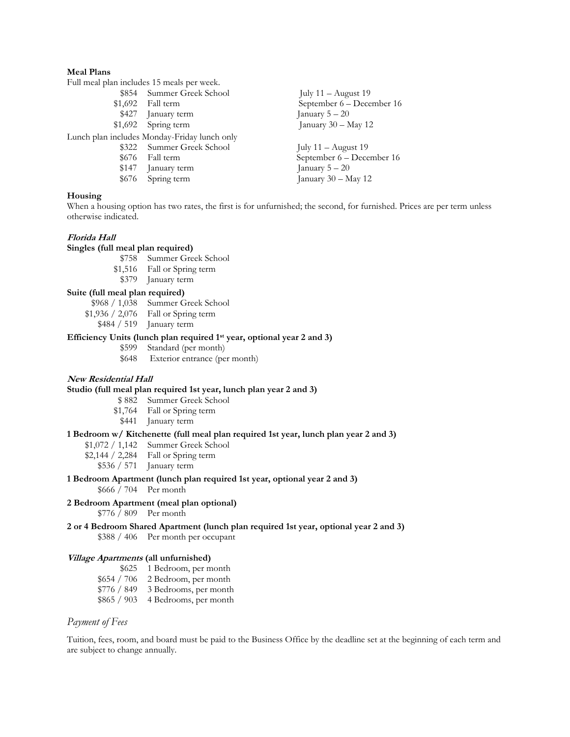**Meal Plans**

Full meal plan includes 15 meals per week.

| | | |
|---|---|---|
| $854 | Summer Greek School | July 11 – August 19 |
| $1,692 | Fall term | September 6 – December 16 |
| $427 | January term | January 5 – 20 |
| $1,692 | Spring term | January 30 – May 12 |

Lunch plan includes Monday-Friday lunch only

| | | |
|---|---|---|
| $322 | Summer Greek School | July 11 – August 19 |
| $676 | Fall term | September 6 – December 16 |
| $147 | January term | January 5 – 20 |
| $676 | Spring term | January 30 – May 12 |

**Housing**

When a housing option has two rates, the first is for unfurnished; the second, for furnished. Prices are per term unless otherwise indicated.

***Florida Hall***

**Singles (full meal plan required)**

- $758 Summer Greek School
- $1,516 Fall or Spring term
- $379 January term

**Suite (full meal plan required)**

- $968 / 1,038 Summer Greek School
- $1,936 / 2,076 Fall or Spring term
- $484 / 519 January term

**Efficiency Units (lunch plan required 1st year, optional year 2 and 3)**

- $599 Standard (per month)
- $648 Exterior entrance (per month)

***New Residential Hall***

**Studio (full meal plan required 1st year, lunch plan year 2 and 3)**

- $ 882 Summer Greek School
- $1,764 Fall or Spring term
- $441 January term

**1 Bedroom w/ Kitchenette (full meal plan required 1st year, lunch plan year 2 and 3)**

- $1,072 / 1,142 Summer Greek School
- $2,144 / 2,284 Fall or Spring term
- $536 / 571 January term

**1 Bedroom Apartment (lunch plan required 1st year, optional year 2 and 3)**

- $666 / 704 Per month

**2 Bedroom Apartment (meal plan optional)**

- $776 / 809 Per month

**2 or 4 Bedroom Shared Apartment (lunch plan required 1st year, optional year 2 and 3)**

- $388 / 406 Per month per occupant

***Village Apartments*** **(all unfurnished)**

- $625 1 Bedroom, per month
- $654 / 706 2 Bedroom, per month
- $776 / 849 3 Bedrooms, per month
- $865 / 903 4 Bedrooms, per month

## *Payment of Fees*

Tuition, fees, room, and board must be paid to the Business Office by the deadline set at the beginning of each term and are subject to change annually.